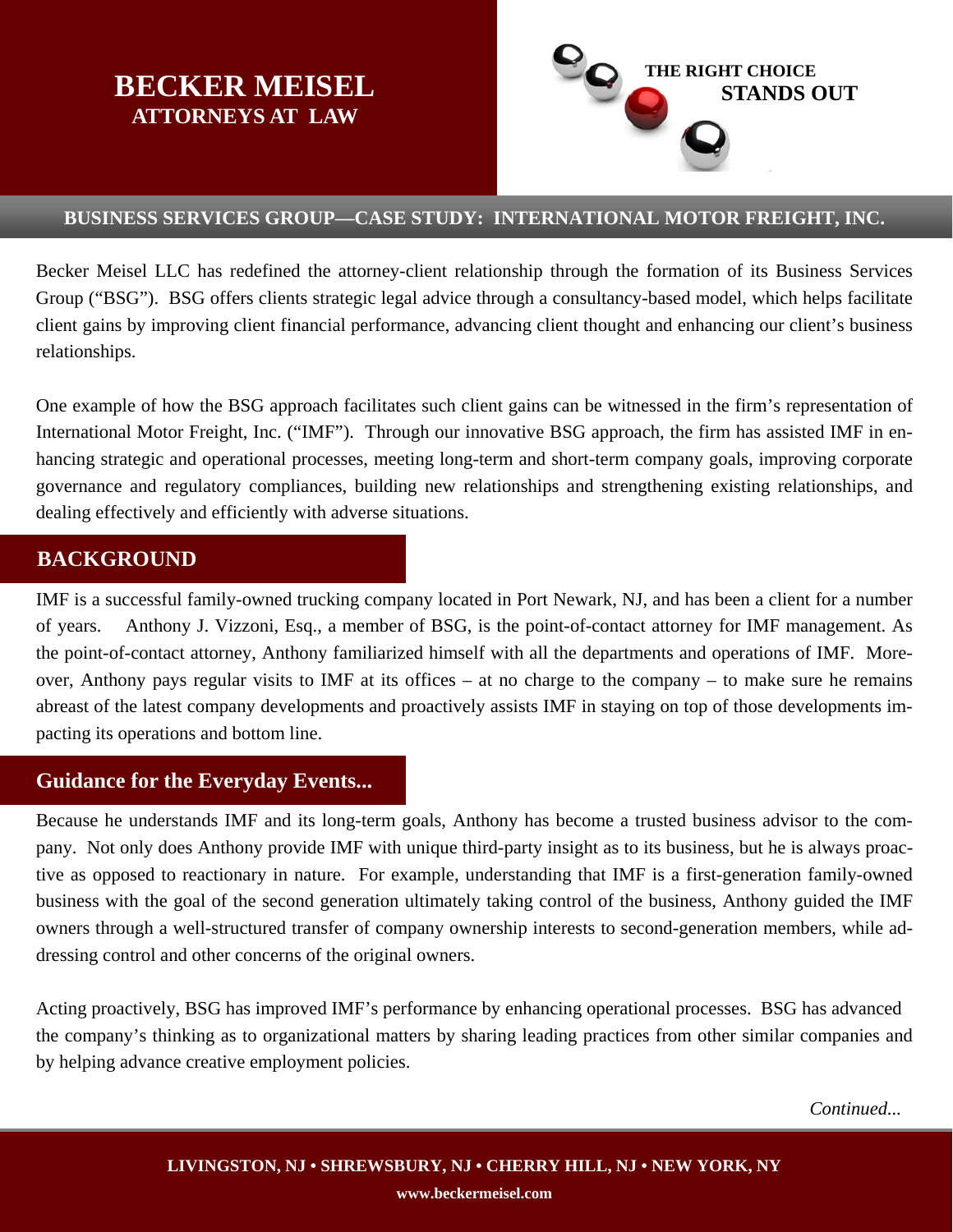# BECKER MEISEL
## ATTORNEYS AT LAW

**THE RIGHT CHOICE STANDS OUT**

## BUSINESS SERVICES GROUP—CASE STUDY: INTERNATIONAL MOTOR FREIGHT, INC.

Becker Meisel LLC has redefined the attorney-client relationship through the formation of its Business Services Group ("BSG"). BSG offers clients strategic legal advice through a consultancy-based model, which helps facilitate client gains by improving client financial performance, advancing client thought and enhancing our client's business relationships.

One example of how the BSG approach facilitates such client gains can be witnessed in the firm's representation of International Motor Freight, Inc. ("IMF"). Through our innovative BSG approach, the firm has assisted IMF in enhancing strategic and operational processes, meeting long-term and short-term company goals, improving corporate governance and regulatory compliances, building new relationships and strengthening existing relationships, and dealing effectively and efficiently with adverse situations.

## BACKGROUND

IMF is a successful family-owned trucking company located in Port Newark, NJ, and has been a client for a number of years. Anthony J. Vizzoni, Esq., a member of BSG, is the point-of-contact attorney for IMF management. As the point-of-contact attorney, Anthony familiarized himself with all the departments and operations of IMF. Moreover, Anthony pays regular visits to IMF at its offices – at no charge to the company – to make sure he remains abreast of the latest company developments and proactively assists IMF in staying on top of those developments impacting its operations and bottom line.

## Guidance for the Everyday Events...

Because he understands IMF and its long-term goals, Anthony has become a trusted business advisor to the company. Not only does Anthony provide IMF with unique third-party insight as to its business, but he is always proactive as opposed to reactionary in nature. For example, understanding that IMF is a first-generation family-owned business with the goal of the second generation ultimately taking control of the business, Anthony guided the IMF owners through a well-structured transfer of company ownership interests to second-generation members, while addressing control and other concerns of the original owners.

Acting proactively, BSG has improved IMF's performance by enhancing operational processes. BSG has advanced the company's thinking as to organizational matters by sharing leading practices from other similar companies and by helping advance creative employment policies.

*Continued...*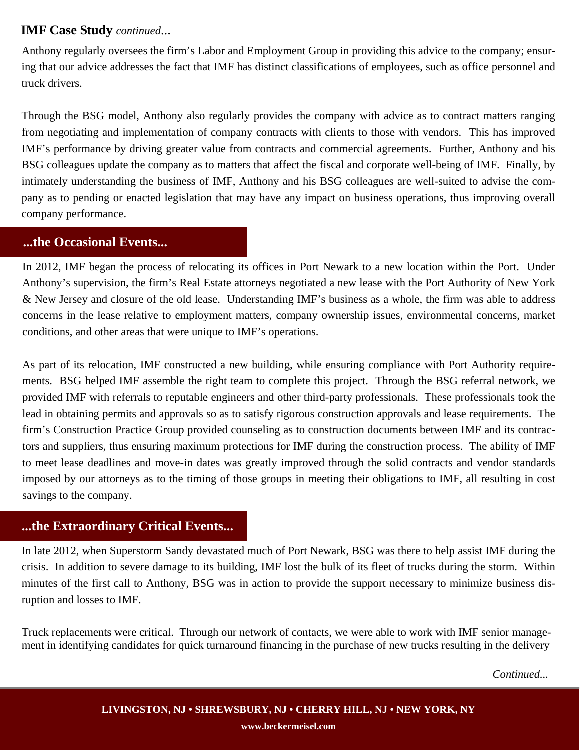**IMF Case Study** *continued...*

Anthony regularly oversees the firm's Labor and Employment Group in providing this advice to the company; ensuring that our advice addresses the fact that IMF has distinct classifications of employees, such as office personnel and truck drivers.

Through the BSG model, Anthony also regularly provides the company with advice as to contract matters ranging from negotiating and implementation of company contracts with clients to those with vendors. This has improved IMF's performance by driving greater value from contracts and commercial agreements. Further, Anthony and his BSG colleagues update the company as to matters that affect the fiscal and corporate well-being of IMF. Finally, by intimately understanding the business of IMF, Anthony and his BSG colleagues are well-suited to advise the company as to pending or enacted legislation that may have any impact on business operations, thus improving overall company performance.

## ...the Occasional Events...

In 2012, IMF began the process of relocating its offices in Port Newark to a new location within the Port. Under Anthony's supervision, the firm's Real Estate attorneys negotiated a new lease with the Port Authority of New York & New Jersey and closure of the old lease. Understanding IMF's business as a whole, the firm was able to address concerns in the lease relative to employment matters, company ownership issues, environmental concerns, market conditions, and other areas that were unique to IMF's operations.

As part of its relocation, IMF constructed a new building, while ensuring compliance with Port Authority requirements. BSG helped IMF assemble the right team to complete this project. Through the BSG referral network, we provided IMF with referrals to reputable engineers and other third-party professionals. These professionals took the lead in obtaining permits and approvals so as to satisfy rigorous construction approvals and lease requirements. The firm's Construction Practice Group provided counseling as to construction documents between IMF and its contractors and suppliers, thus ensuring maximum protections for IMF during the construction process. The ability of IMF to meet lease deadlines and move-in dates was greatly improved through the solid contracts and vendor standards imposed by our attorneys as to the timing of those groups in meeting their obligations to IMF, all resulting in cost savings to the company.

## ...the Extraordinary Critical Events...

In late 2012, when Superstorm Sandy devastated much of Port Newark, BSG was there to help assist IMF during the crisis. In addition to severe damage to its building, IMF lost the bulk of its fleet of trucks during the storm. Within minutes of the first call to Anthony, BSG was in action to provide the support necessary to minimize business disruption and losses to IMF.

Truck replacements were critical. Through our network of contacts, we were able to work with IMF senior management in identifying candidates for quick turnaround financing in the purchase of new trucks resulting in the delivery

*Continued...*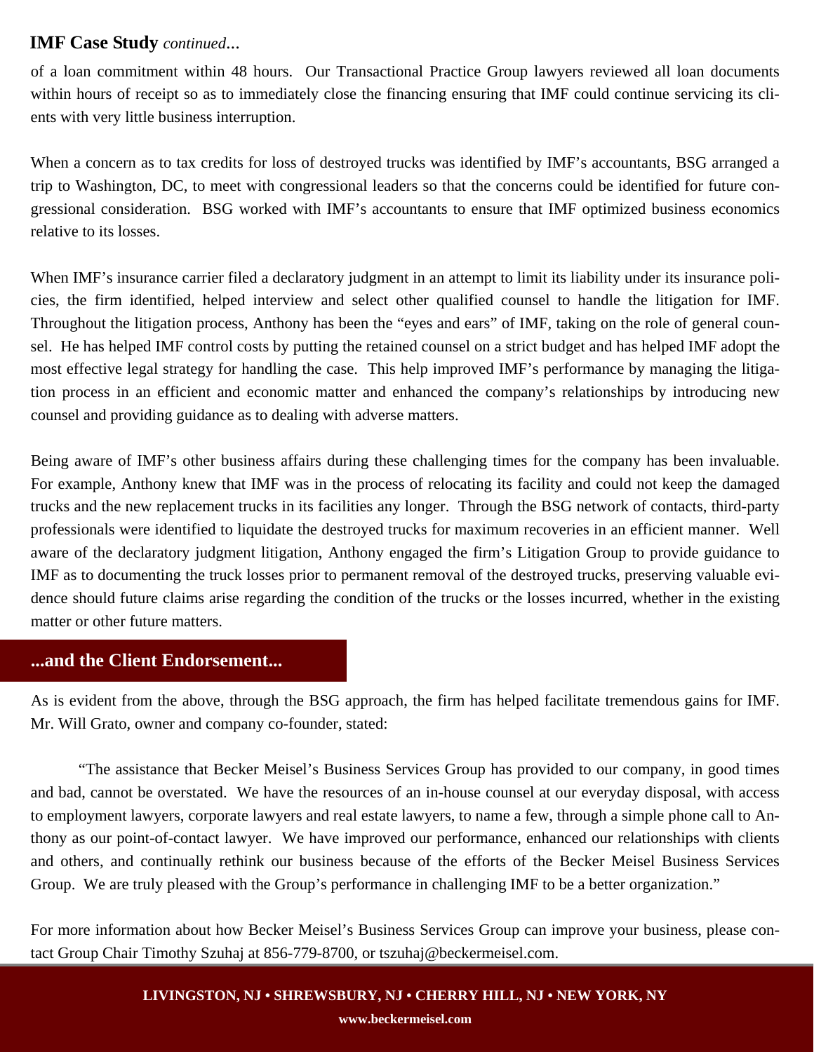**IMF Case Study** *continued...*

of a loan commitment within 48 hours. Our Transactional Practice Group lawyers reviewed all loan documents within hours of receipt so as to immediately close the financing ensuring that IMF could continue servicing its clients with very little business interruption.

When a concern as to tax credits for loss of destroyed trucks was identified by IMF's accountants, BSG arranged a trip to Washington, DC, to meet with congressional leaders so that the concerns could be identified for future congressional consideration. BSG worked with IMF's accountants to ensure that IMF optimized business economics relative to its losses.

When IMF's insurance carrier filed a declaratory judgment in an attempt to limit its liability under its insurance policies, the firm identified, helped interview and select other qualified counsel to handle the litigation for IMF. Throughout the litigation process, Anthony has been the "eyes and ears" of IMF, taking on the role of general counsel. He has helped IMF control costs by putting the retained counsel on a strict budget and has helped IMF adopt the most effective legal strategy for handling the case. This help improved IMF's performance by managing the litigation process in an efficient and economic matter and enhanced the company's relationships by introducing new counsel and providing guidance as to dealing with adverse matters.

Being aware of IMF's other business affairs during these challenging times for the company has been invaluable. For example, Anthony knew that IMF was in the process of relocating its facility and could not keep the damaged trucks and the new replacement trucks in its facilities any longer. Through the BSG network of contacts, third-party professionals were identified to liquidate the destroyed trucks for maximum recoveries in an efficient manner. Well aware of the declaratory judgment litigation, Anthony engaged the firm's Litigation Group to provide guidance to IMF as to documenting the truck losses prior to permanent removal of the destroyed trucks, preserving valuable evidence should future claims arise regarding the condition of the trucks or the losses incurred, whether in the existing matter or other future matters.

## ...and the Client Endorsement...

As is evident from the above, through the BSG approach, the firm has helped facilitate tremendous gains for IMF. Mr. Will Grato, owner and company co-founder, stated:

"The assistance that Becker Meisel's Business Services Group has provided to our company, in good times and bad, cannot be overstated. We have the resources of an in-house counsel at our everyday disposal, with access to employment lawyers, corporate lawyers and real estate lawyers, to name a few, through a simple phone call to Anthony as our point-of-contact lawyer. We have improved our performance, enhanced our relationships with clients and others, and continually rethink our business because of the efforts of the Becker Meisel Business Services Group. We are truly pleased with the Group's performance in challenging IMF to be a better organization."

For more information about how Becker Meisel's Business Services Group can improve your business, please contact Group Chair Timothy Szuhaj at 856-779-8700, or tszuhaj@beckermeisel.com.

**LIVINGSTON, NJ • SHREWSBURY, NJ • CHERRY HILL, NJ • NEW YORK, NY**

**www.beckermeisel.com**